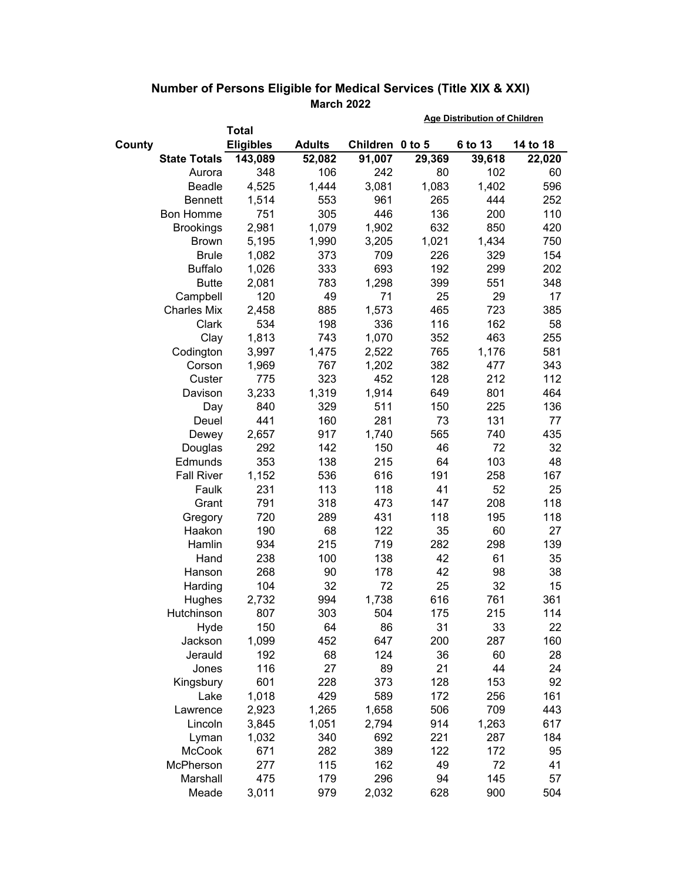## Number of Persons Eligible for Medical Services (Title XIX & XXI)

### March 2022

| County | Total Eligibles | Adults | Children | Age Distribution of Children | | |
|---|---|---|---|---|---|---|
| | | | | 0 to 5 | 6 to 13 | 14 to 18 |
| **State Totals** | **143,089** | **52,082** | **91,007** | **29,369** | **39,618** | **22,020** |
| Aurora | 348 | 106 | 242 | 80 | 102 | 60 |
| Beadle | 4,525 | 1,444 | 3,081 | 1,083 | 1,402 | 596 |
| Bennett | 1,514 | 553 | 961 | 265 | 444 | 252 |
| Bon Homme | 751 | 305 | 446 | 136 | 200 | 110 |
| Brookings | 2,981 | 1,079 | 1,902 | 632 | 850 | 420 |
| Brown | 5,195 | 1,990 | 3,205 | 1,021 | 1,434 | 750 |
| Brule | 1,082 | 373 | 709 | 226 | 329 | 154 |
| Buffalo | 1,026 | 333 | 693 | 192 | 299 | 202 |
| Butte | 2,081 | 783 | 1,298 | 399 | 551 | 348 |
| Campbell | 120 | 49 | 71 | 25 | 29 | 17 |
| Charles Mix | 2,458 | 885 | 1,573 | 465 | 723 | 385 |
| Clark | 534 | 198 | 336 | 116 | 162 | 58 |
| Clay | 1,813 | 743 | 1,070 | 352 | 463 | 255 |
| Codington | 3,997 | 1,475 | 2,522 | 765 | 1,176 | 581 |
| Corson | 1,969 | 767 | 1,202 | 382 | 477 | 343 |
| Custer | 775 | 323 | 452 | 128 | 212 | 112 |
| Davison | 3,233 | 1,319 | 1,914 | 649 | 801 | 464 |
| Day | 840 | 329 | 511 | 150 | 225 | 136 |
| Deuel | 441 | 160 | 281 | 73 | 131 | 77 |
| Dewey | 2,657 | 917 | 1,740 | 565 | 740 | 435 |
| Douglas | 292 | 142 | 150 | 46 | 72 | 32 |
| Edmunds | 353 | 138 | 215 | 64 | 103 | 48 |
| Fall River | 1,152 | 536 | 616 | 191 | 258 | 167 |
| Faulk | 231 | 113 | 118 | 41 | 52 | 25 |
| Grant | 791 | 318 | 473 | 147 | 208 | 118 |
| Gregory | 720 | 289 | 431 | 118 | 195 | 118 |
| Haakon | 190 | 68 | 122 | 35 | 60 | 27 |
| Hamlin | 934 | 215 | 719 | 282 | 298 | 139 |
| Hand | 238 | 100 | 138 | 42 | 61 | 35 |
| Hanson | 268 | 90 | 178 | 42 | 98 | 38 |
| Harding | 104 | 32 | 72 | 25 | 32 | 15 |
| Hughes | 2,732 | 994 | 1,738 | 616 | 761 | 361 |
| Hutchinson | 807 | 303 | 504 | 175 | 215 | 114 |
| Hyde | 150 | 64 | 86 | 31 | 33 | 22 |
| Jackson | 1,099 | 452 | 647 | 200 | 287 | 160 |
| Jerauld | 192 | 68 | 124 | 36 | 60 | 28 |
| Jones | 116 | 27 | 89 | 21 | 44 | 24 |
| Kingsbury | 601 | 228 | 373 | 128 | 153 | 92 |
| Lake | 1,018 | 429 | 589 | 172 | 256 | 161 |
| Lawrence | 2,923 | 1,265 | 1,658 | 506 | 709 | 443 |
| Lincoln | 3,845 | 1,051 | 2,794 | 914 | 1,263 | 617 |
| Lyman | 1,032 | 340 | 692 | 221 | 287 | 184 |
| McCook | 671 | 282 | 389 | 122 | 172 | 95 |
| McPherson | 277 | 115 | 162 | 49 | 72 | 41 |
| Marshall | 475 | 179 | 296 | 94 | 145 | 57 |
| Meade | 3,011 | 979 | 2,032 | 628 | 900 | 504 |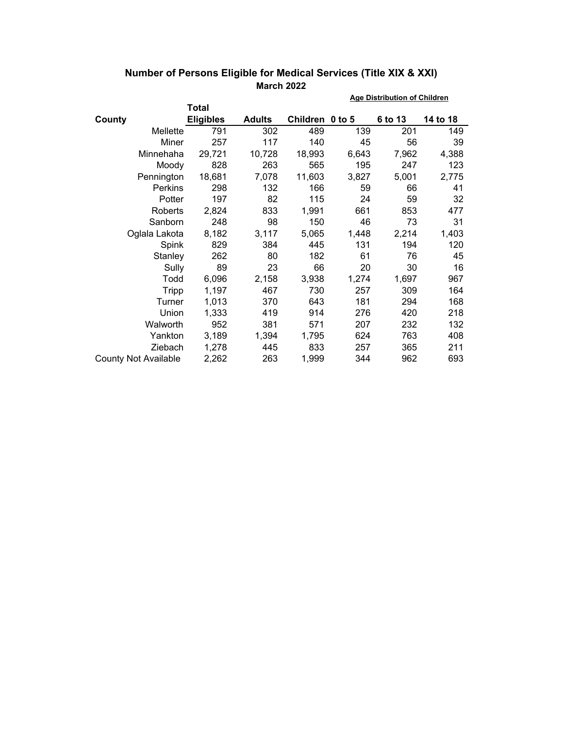## Number of Persons Eligible for Medical Services (Title XIX & XXI)

**March 2022**

| County | Total Eligibles | Adults | Children | Age Distribution of Children: 0 to 5 | 6 to 13 | 14 to 18 |
|---|---|---|---|---|---|---|
| Mellette | 791 | 302 | 489 | 139 | 201 | 149 |
| Miner | 257 | 117 | 140 | 45 | 56 | 39 |
| Minnehaha | 29,721 | 10,728 | 18,993 | 6,643 | 7,962 | 4,388 |
| Moody | 828 | 263 | 565 | 195 | 247 | 123 |
| Pennington | 18,681 | 7,078 | 11,603 | 3,827 | 5,001 | 2,775 |
| Perkins | 298 | 132 | 166 | 59 | 66 | 41 |
| Potter | 197 | 82 | 115 | 24 | 59 | 32 |
| Roberts | 2,824 | 833 | 1,991 | 661 | 853 | 477 |
| Sanborn | 248 | 98 | 150 | 46 | 73 | 31 |
| Oglala Lakota | 8,182 | 3,117 | 5,065 | 1,448 | 2,214 | 1,403 |
| Spink | 829 | 384 | 445 | 131 | 194 | 120 |
| Stanley | 262 | 80 | 182 | 61 | 76 | 45 |
| Sully | 89 | 23 | 66 | 20 | 30 | 16 |
| Todd | 6,096 | 2,158 | 3,938 | 1,274 | 1,697 | 967 |
| Tripp | 1,197 | 467 | 730 | 257 | 309 | 164 |
| Turner | 1,013 | 370 | 643 | 181 | 294 | 168 |
| Union | 1,333 | 419 | 914 | 276 | 420 | 218 |
| Walworth | 952 | 381 | 571 | 207 | 232 | 132 |
| Yankton | 3,189 | 1,394 | 1,795 | 624 | 763 | 408 |
| Ziebach | 1,278 | 445 | 833 | 257 | 365 | 211 |
| County Not Available | 2,262 | 263 | 1,999 | 344 | 962 | 693 |